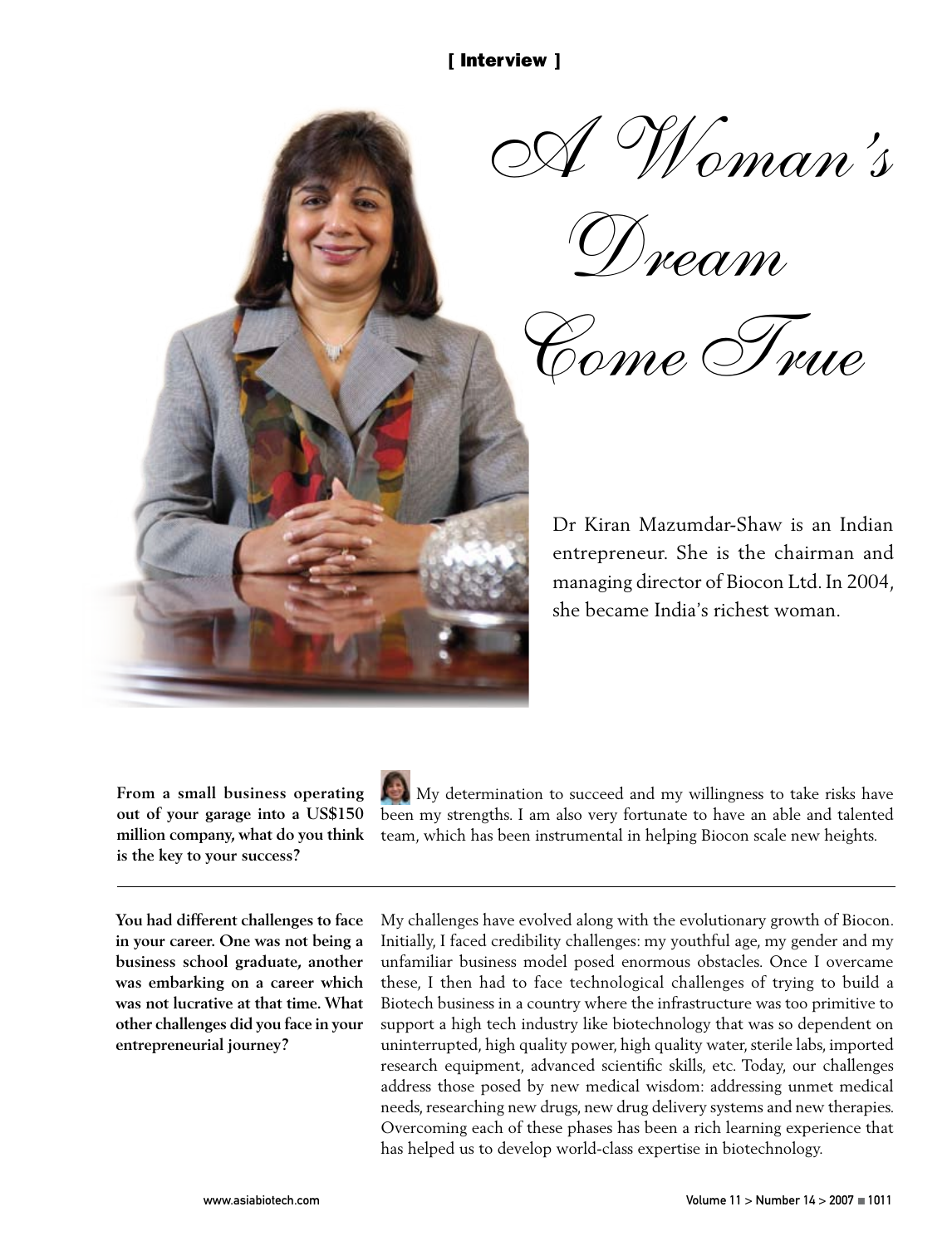[ Interview ]

# A Woman's Dream Come True

Dr Kiran Mazumdar-Shaw is an Indian entrepreneur. She is the chairman and managing director of Biocon Ltd. In 2004, she became India's richest woman.

**From a small business operating out of your garage into a US$150 million company, what do you think is the key to your success?**

My determination to succeed and my willingness to take risks have been my strengths. I am also very fortunate to have an able and talented team, which has been instrumental in helping Biocon scale new heights.

---

**You had different challenges to face in your career. One was not being a business school graduate, another was embarking on a career which was not lucrative at that time. What other challenges did you face in your entrepreneurial journey?**

My challenges have evolved along with the evolutionary growth of Biocon. Initially, I faced credibility challenges: my youthful age, my gender and my unfamiliar business model posed enormous obstacles. Once I overcame these, I then had to face technological challenges of trying to build a Biotech business in a country where the infrastructure was too primitive to support a high tech industry like biotechnology that was so dependent on uninterrupted, high quality power, high quality water, sterile labs, imported research equipment, advanced scientific skills, etc. Today, our challenges address those posed by new medical wisdom: addressing unmet medical needs, researching new drugs, new drug delivery systems and new therapies. Overcoming each of these phases has been a rich learning experience that has helped us to develop world-class expertise in biotechnology.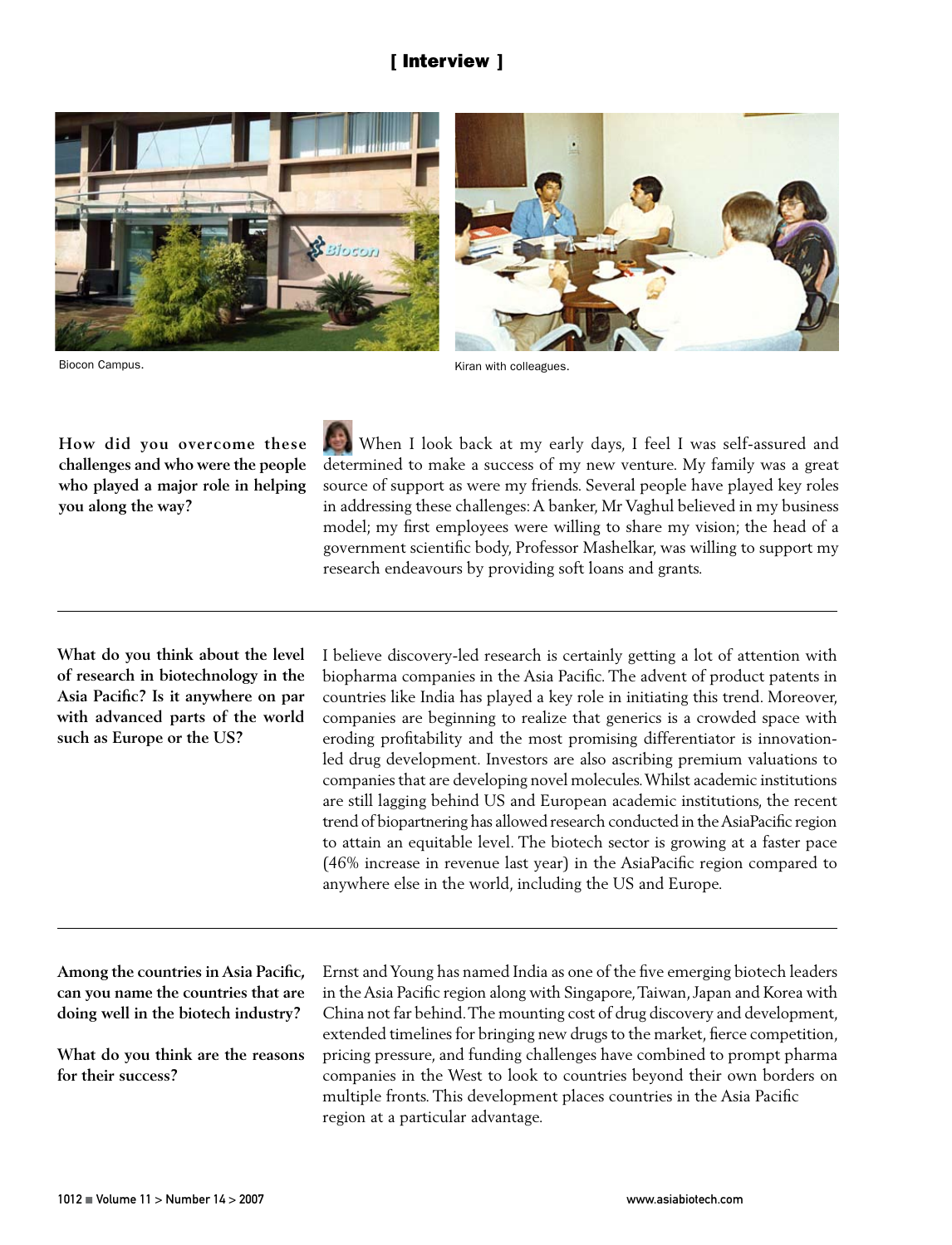Biocon Campus.

Kiran with colleagues.

**How did you overcome these challenges and who were the people who played a major role in helping you along the way?**

When I look back at my early days, I feel I was self-assured and determined to make a success of my new venture. My family was a great source of support as were my friends. Several people have played key roles in addressing these challenges: A banker, Mr Vaghul believed in my business model; my first employees were willing to share my vision; the head of a government scientific body, Professor Mashelkar, was willing to support my research endeavours by providing soft loans and grants.

---

**What do you think about the level of research in biotechnology in the Asia Pacific? Is it anywhere on par with advanced parts of the world such as Europe or the US?**

I believe discovery-led research is certainly getting a lot of attention with biopharma companies in the Asia Pacific. The advent of product patents in countries like India has played a key role in initiating this trend. Moreover, companies are beginning to realize that generics is a crowded space with eroding profitability and the most promising differentiator is innovation-led drug development. Investors are also ascribing premium valuations to companies that are developing novel molecules. Whilst academic institutions are still lagging behind US and European academic institutions, the recent trend of biopartnering has allowed research conducted in the AsiaPacific region to attain an equitable level. The biotech sector is growing at a faster pace (46% increase in revenue last year) in the AsiaPacific region compared to anywhere else in the world, including the US and Europe.

---

**Among the countries in Asia Pacific, can you name the countries that are doing well in the biotech industry?**

**What do you think are the reasons for their success?**

Ernst and Young has named India as one of the five emerging biotech leaders in the Asia Pacific region along with Singapore, Taiwan, Japan and Korea with China not far behind. The mounting cost of drug discovery and development, extended timelines for bringing new drugs to the market, fierce competition, pricing pressure, and funding challenges have combined to prompt pharma companies in the West to look to countries beyond their own borders on multiple fronts. This development places countries in the Asia Pacific region at a particular advantage.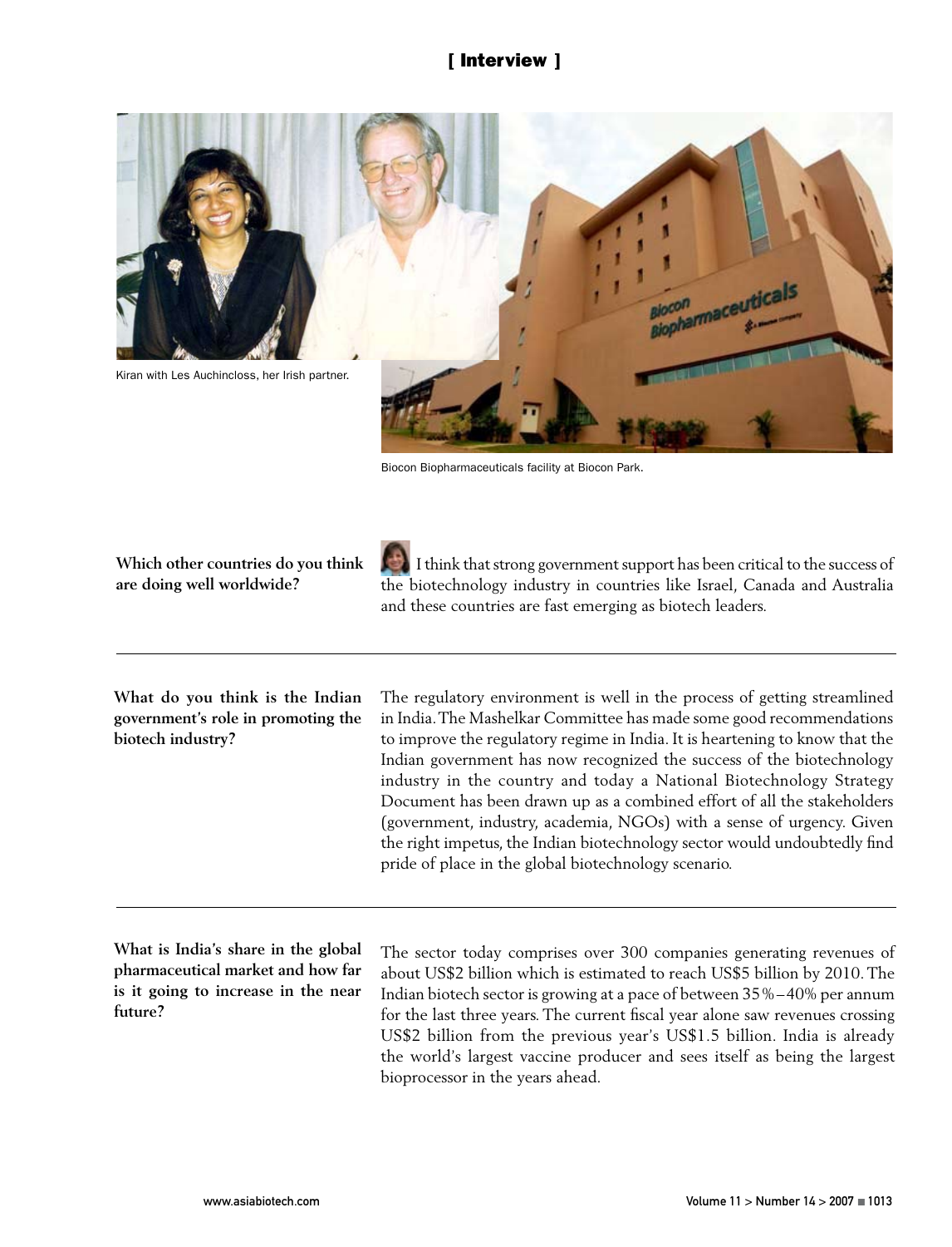Kiran with Les Auchincloss, her Irish partner.

Biocon Biopharmaceuticals facility at Biocon Park.

**Which other countries do you think are doing well worldwide?**

I think that strong government support has been critical to the success of the biotechnology industry in countries like Israel, Canada and Australia and these countries are fast emerging as biotech leaders.

---

**What do you think is the Indian government's role in promoting the biotech industry?**

The regulatory environment is well in the process of getting streamlined in India. The Mashelkar Committee has made some good recommendations to improve the regulatory regime in India. It is heartening to know that the Indian government has now recognized the success of the biotechnology industry in the country and today a National Biotechnology Strategy Document has been drawn up as a combined effort of all the stakeholders (government, industry, academia, NGOs) with a sense of urgency. Given the right impetus, the Indian biotechnology sector would undoubtedly find pride of place in the global biotechnology scenario.

---

**What is India's share in the global pharmaceutical market and how far is it going to increase in the near future?**

The sector today comprises over 300 companies generating revenues of about US$2 billion which is estimated to reach US$5 billion by 2010. The Indian biotech sector is growing at a pace of between 35%–40% per annum for the last three years. The current fiscal year alone saw revenues crossing US$2 billion from the previous year's US$1.5 billion. India is already the world's largest vaccine producer and sees itself as being the largest bioprocessor in the years ahead.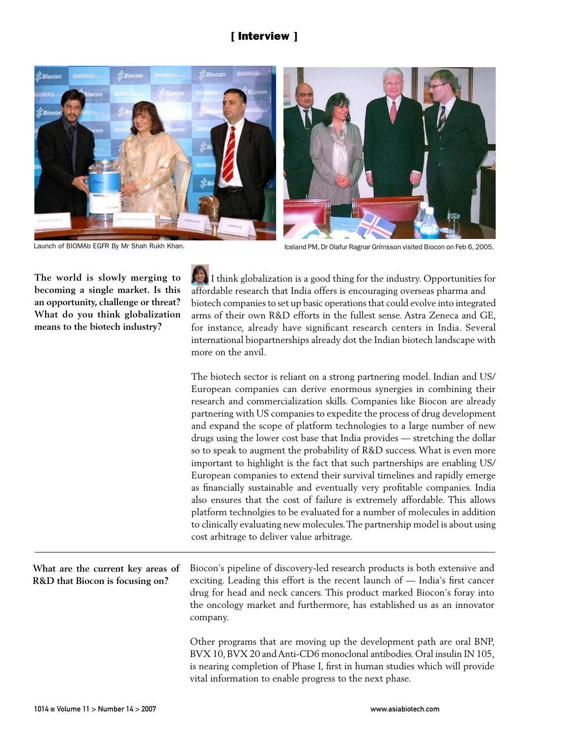Launch of BIOMAb EGFR By Mr Shah Rukh Khan.

Iceland PM, Dr Olafur Ragnar Grímsson visited Biocon on Feb 6, 2005.

**The world is slowly merging to becoming a single market. Is this an opportunity, challenge or threat? What do you think globalization means to the biotech industry?**

I think globalization is a good thing for the industry. Opportunities for affordable research that India offers is encouraging overseas pharma and biotech companies to set up basic operations that could evolve into integrated arms of their own R&D efforts in the fullest sense. Astra Zeneca and GE, for instance, already have significant research centers in India. Several international biopartnerships already dot the Indian biotech landscape with more on the anvil.

The biotech sector is reliant on a strong partnering model. Indian and US/European companies can derive enormous synergies in combining their research and commercialization skills. Companies like Biocon are already partnering with US companies to expedite the process of drug development and expand the scope of platform technologies to a large number of new drugs using the lower cost base that India provides — stretching the dollar so to speak to augment the probability of R&D success. What is even more important to highlight is the fact that such partnerships are enabling US/European companies to extend their survival timelines and rapidly emerge as financially sustainable and eventually very profitable companies. India also ensures that the cost of failure is extremely affordable. This allows platform technolgies to be evaluated for a number of molecules in addition to clinically evaluating new molecules. The partnership model is about using cost arbitrage to deliver value arbitrage.

---

**What are the current key areas of R&D that Biocon is focusing on?**

Biocon's pipeline of discovery-led research products is both extensive and exciting. Leading this effort is the recent launch of — India's first cancer drug for head and neck cancers. This product marked Biocon's foray into the oncology market and furthermore, has established us as an innovator company.

Other programs that are moving up the development path are oral BNP, BVX 10, BVX 20 and Anti-CD6 monoclonal antibodies. Oral insulin IN 105, is nearing completion of Phase I, first in human studies which will provide vital information to enable progress to the next phase.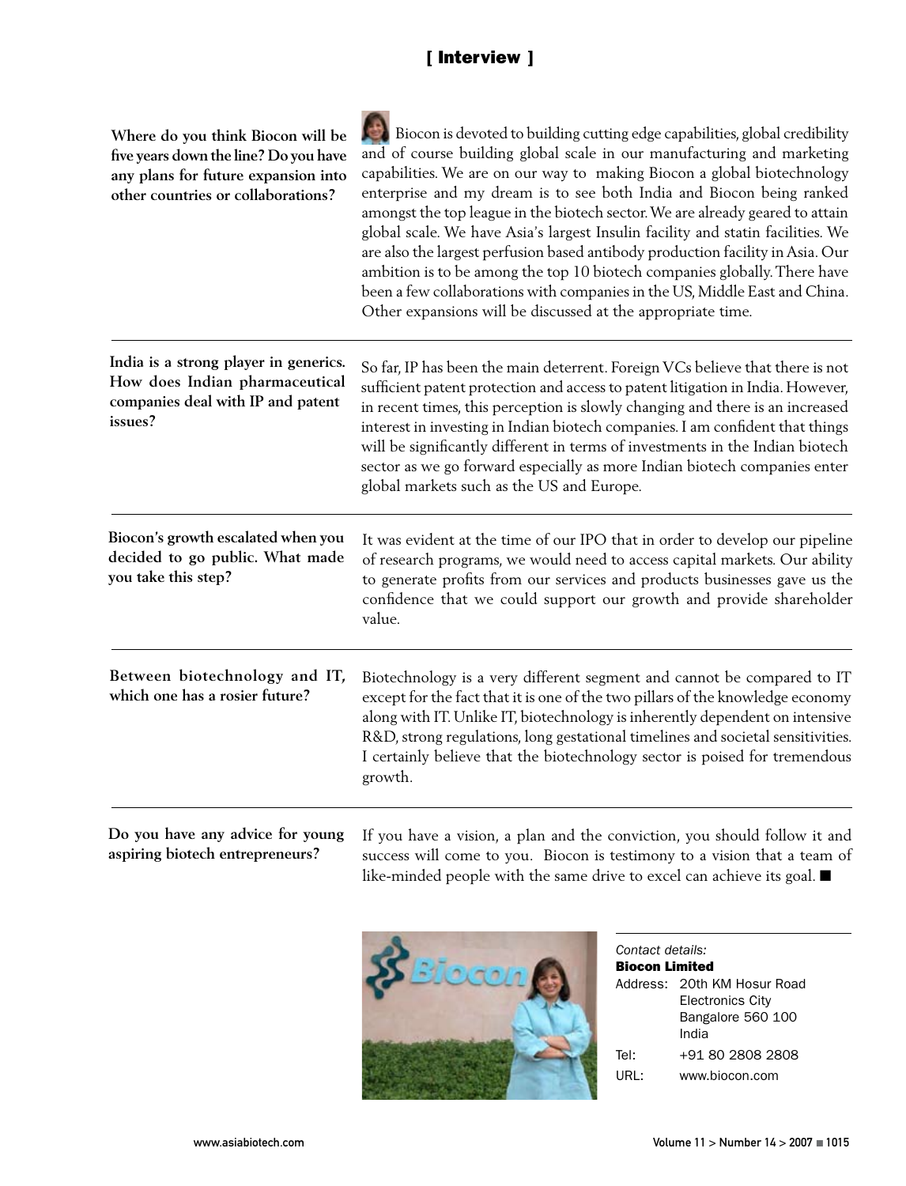**Where do you think Biocon will be five years down the line? Do you have any plans for future expansion into other countries or collaborations?**

Biocon is devoted to building cutting edge capabilities, global credibility and of course building global scale in our manufacturing and marketing capabilities. We are on our way to making Biocon a global biotechnology enterprise and my dream is to see both India and Biocon being ranked amongst the top league in the biotech sector. We are already geared to attain global scale. We have Asia's largest Insulin facility and statin facilities. We are also the largest perfusion based antibody production facility in Asia. Our ambition is to be among the top 10 biotech companies globally. There have been a few collaborations with companies in the US, Middle East and China. Other expansions will be discussed at the appropriate time.

---

**India is a strong player in generics. How does Indian pharmaceutical companies deal with IP and patent issues?**

So far, IP has been the main deterrent. Foreign VCs believe that there is not sufficient patent protection and access to patent litigation in India. However, in recent times, this perception is slowly changing and there is an increased interest in investing in Indian biotech companies. I am confident that things will be significantly different in terms of investments in the Indian biotech sector as we go forward especially as more Indian biotech companies enter global markets such as the US and Europe.

---

**Biocon's growth escalated when you decided to go public. What made you take this step?**

It was evident at the time of our IPO that in order to develop our pipeline of research programs, we would need to access capital markets. Our ability to generate profits from our services and products businesses gave us the confidence that we could support our growth and provide shareholder value.

---

**Between biotechnology and IT, which one has a rosier future?**

Biotechnology is a very different segment and cannot be compared to IT except for the fact that it is one of the two pillars of the knowledge economy along with IT. Unlike IT, biotechnology is inherently dependent on intensive R&D, strong regulations, long gestational timelines and societal sensitivities. I certainly believe that the biotechnology sector is poised for tremendous growth.

---

**Do you have any advice for young aspiring biotech entrepreneurs?**

If you have a vision, a plan and the conviction, you should follow it and success will come to you. Biocon is testimony to a vision that a team of like-minded people with the same drive to excel can achieve its goal. ■

---

*Contact details:*
**Biocon Limited**

| | |
|---|---|
| Address: | 20th KM Hosur Road Electronics City Bangalore 560 100 India |
| Tel: | +91 80 2808 2808 |
| URL: | www.biocon.com |